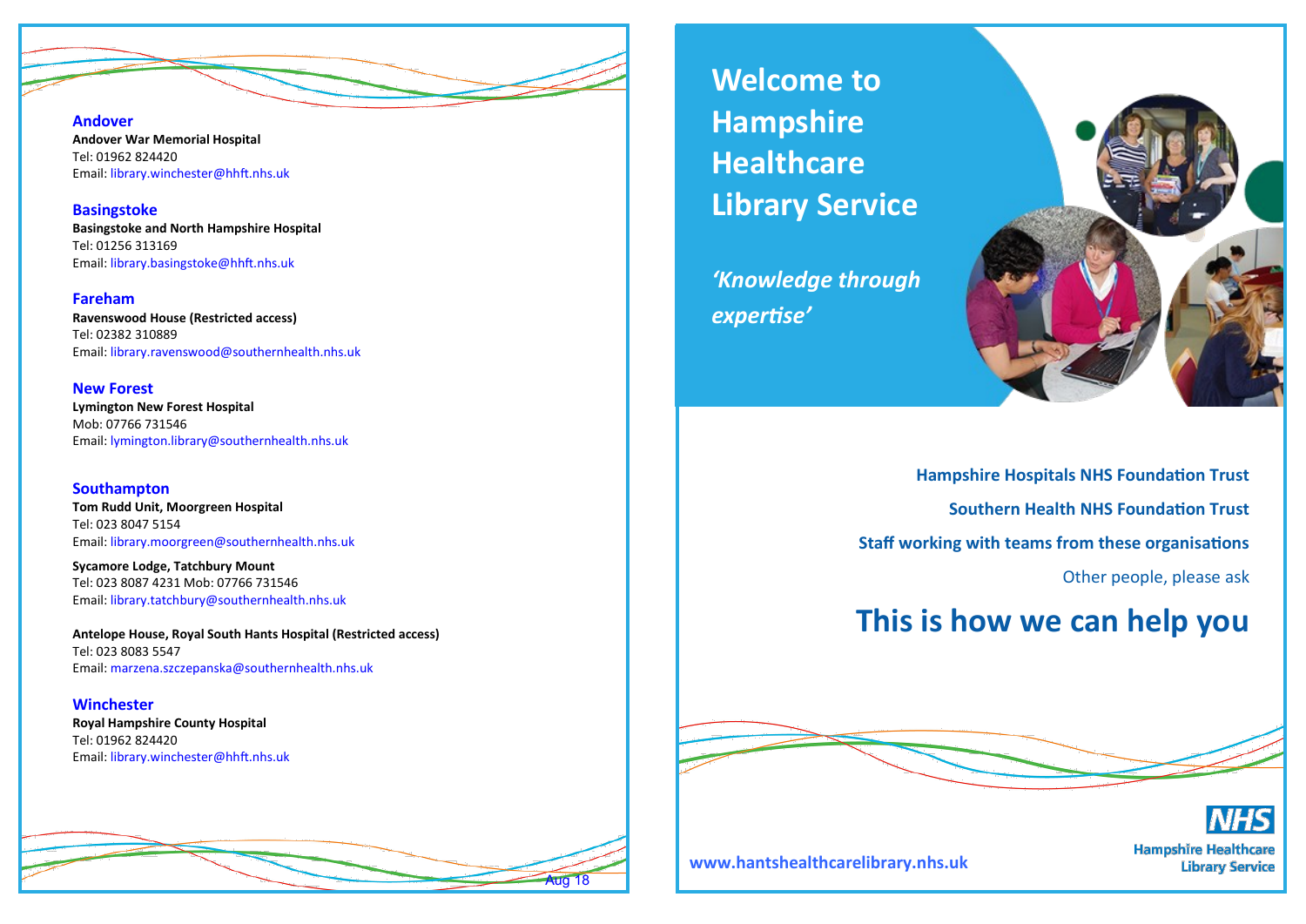## Andover

**Andover War Memorial Hospital**
Tel: 01962 824420
Email: library.winchester@hhft.nhs.uk

## Basingstoke

**Basingstoke and North Hampshire Hospital**
Tel: 01256 313169
Email: library.basingstoke@hhft.nhs.uk

## Fareham

**Ravenswood House (Restricted access)**
Tel: 02382 310889
Email: library.ravenswood@southernhealth.nhs.uk

## New Forest

**Lymington New Forest Hospital**
Mob: 07766 731546
Email: lymington.library@southernhealth.nhs.uk

## Southampton

**Tom Rudd Unit, Moorgreen Hospital**
Tel: 023 8047 5154
Email: library.moorgreen@southernhealth.nhs.uk

**Sycamore Lodge, Tatchbury Mount**
Tel: 023 8087 4231 Mob: 07766 731546
Email: library.tatchbury@southernhealth.nhs.uk

**Antelope House, Royal South Hants Hospital (Restricted access)**
Tel: 023 8083 5547
Email: marzena.szczepanska@southernhealth.nhs.uk

## Winchester

**Royal Hampshire County Hospital**
Tel: 01962 824420
Email: library.winchester@hhft.nhs.uk

Aug 18

# Welcome to Hampshire Healthcare Library Service

*'Knowledge through expertise'*

**Hampshire Hospitals NHS Foundation Trust**

**Southern Health NHS Foundation Trust**

**Staff working with teams from these organisations**

Other people, please ask

# This is how we can help you

**www.hantshealthcarelibrary.nhs.uk**

NHS
Hampshire Healthcare
Library Service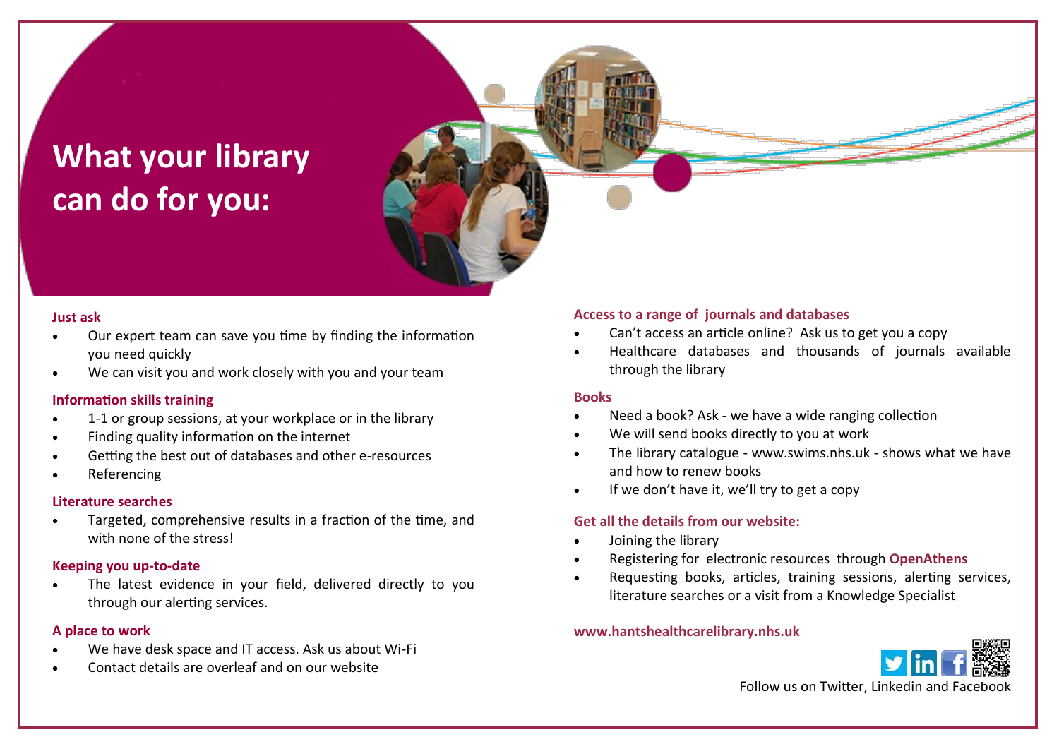# What your library can do for you:

### Just ask

- Our expert team can save you time by finding the information you need quickly
- We can visit you and work closely with you and your team

### Information skills training

- 1-1 or group sessions, at your workplace or in the library
- Finding quality information on the internet
- Getting the best out of databases and other e-resources
- Referencing

### Literature searches

- Targeted, comprehensive results in a fraction of the time, and with none of the stress!

### Keeping you up-to-date

- The latest evidence in your field, delivered directly to you through our alerting services.

### A place to work

- We have desk space and IT access. Ask us about Wi-Fi
- Contact details are overleaf and on our website

### Access to a range of journals and databases

- Can't access an article online? Ask us to get you a copy
- Healthcare databases and thousands of journals available through the library

### Books

- Need a book? Ask - we have a wide ranging collection
- We will send books directly to you at work
- The library catalogue - www.swims.nhs.uk - shows what we have and how to renew books
- If we don't have it, we'll try to get a copy

### Get all the details from our website:

- Joining the library
- Registering for electronic resources through **OpenAthens**
- Requesting books, articles, training sessions, alerting services, literature searches or a visit from a Knowledge Specialist

**www.hantshealthcarelibrary.nhs.uk**

Follow us on Twitter, Linkedin and Facebook